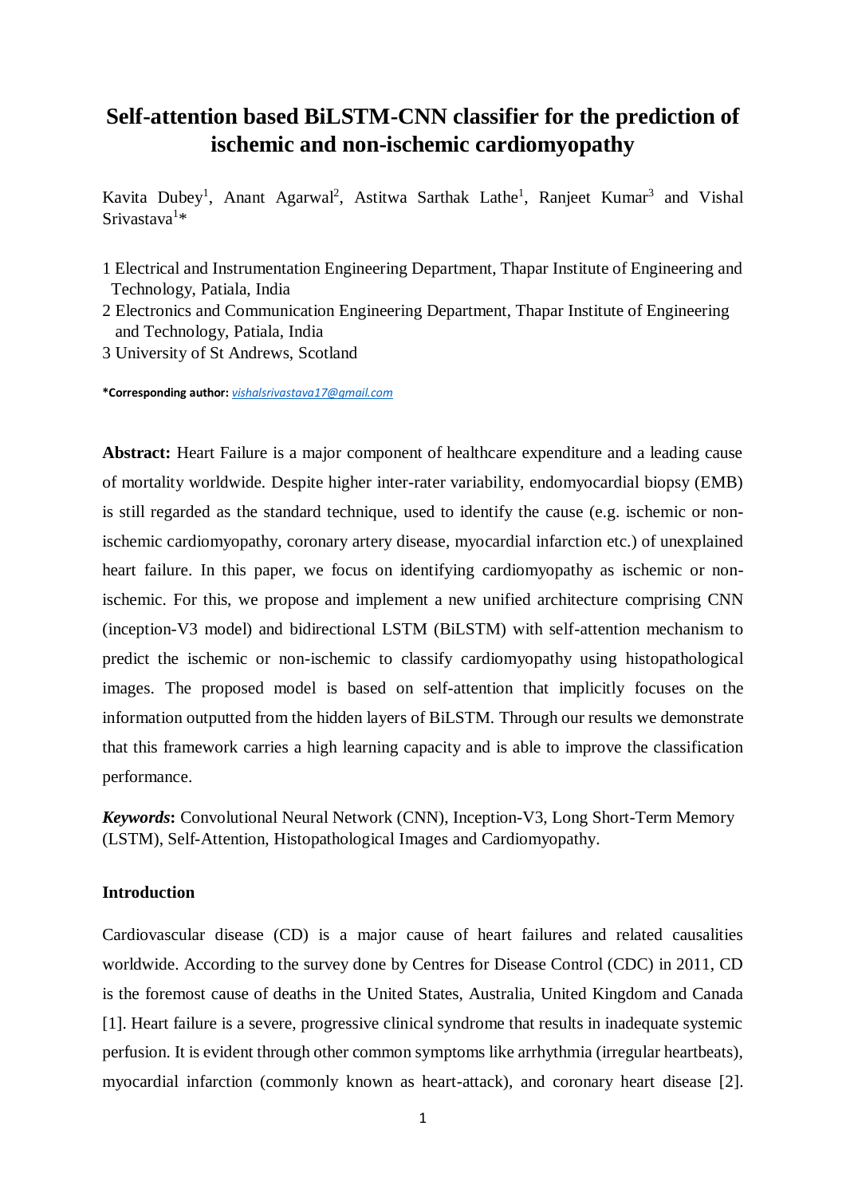# Self-attention based BiLSTM-CNN classifier for the prediction of ischemic and non-ischemic cardiomyopathy

Kavita Dubey[1], Anant Agarwal[2], Astitwa Sarthak Lathe[1], Ranjeet Kumar[3] and Vishal Srivastava[1]*

1 Electrical and Instrumentation Engineering Department, Thapar Institute of Engineering and Technology, Patiala, India
2 Electronics and Communication Engineering Department, Thapar Institute of Engineering and Technology, Patiala, India
3 University of St Andrews, Scotland

**\*Corresponding author:** *vishalsrivastava17@gmail.com*

**Abstract:** Heart Failure is a major component of healthcare expenditure and a leading cause of mortality worldwide. Despite higher inter-rater variability, endomyocardial biopsy (EMB) is still regarded as the standard technique, used to identify the cause (e.g. ischemic or non-ischemic cardiomyopathy, coronary artery disease, myocardial infarction etc.) of unexplained heart failure. In this paper, we focus on identifying cardiomyopathy as ischemic or non-ischemic. For this, we propose and implement a new unified architecture comprising CNN (inception-V3 model) and bidirectional LSTM (BiLSTM) with self-attention mechanism to predict the ischemic or non-ischemic to classify cardiomyopathy using histopathological images. The proposed model is based on self-attention that implicitly focuses on the information outputted from the hidden layers of BiLSTM. Through our results we demonstrate that this framework carries a high learning capacity and is able to improve the classification performance.

***Keywords*:** Convolutional Neural Network (CNN), Inception-V3, Long Short-Term Memory (LSTM), Self-Attention, Histopathological Images and Cardiomyopathy.

## Introduction

Cardiovascular disease (CD) is a major cause of heart failures and related causalities worldwide. According to the survey done by Centres for Disease Control (CDC) in 2011, CD is the foremost cause of deaths in the United States, Australia, United Kingdom and Canada [1]. Heart failure is a severe, progressive clinical syndrome that results in inadequate systemic perfusion. It is evident through other common symptoms like arrhythmia (irregular heartbeats), myocardial infarction (commonly known as heart-attack), and coronary heart disease [2].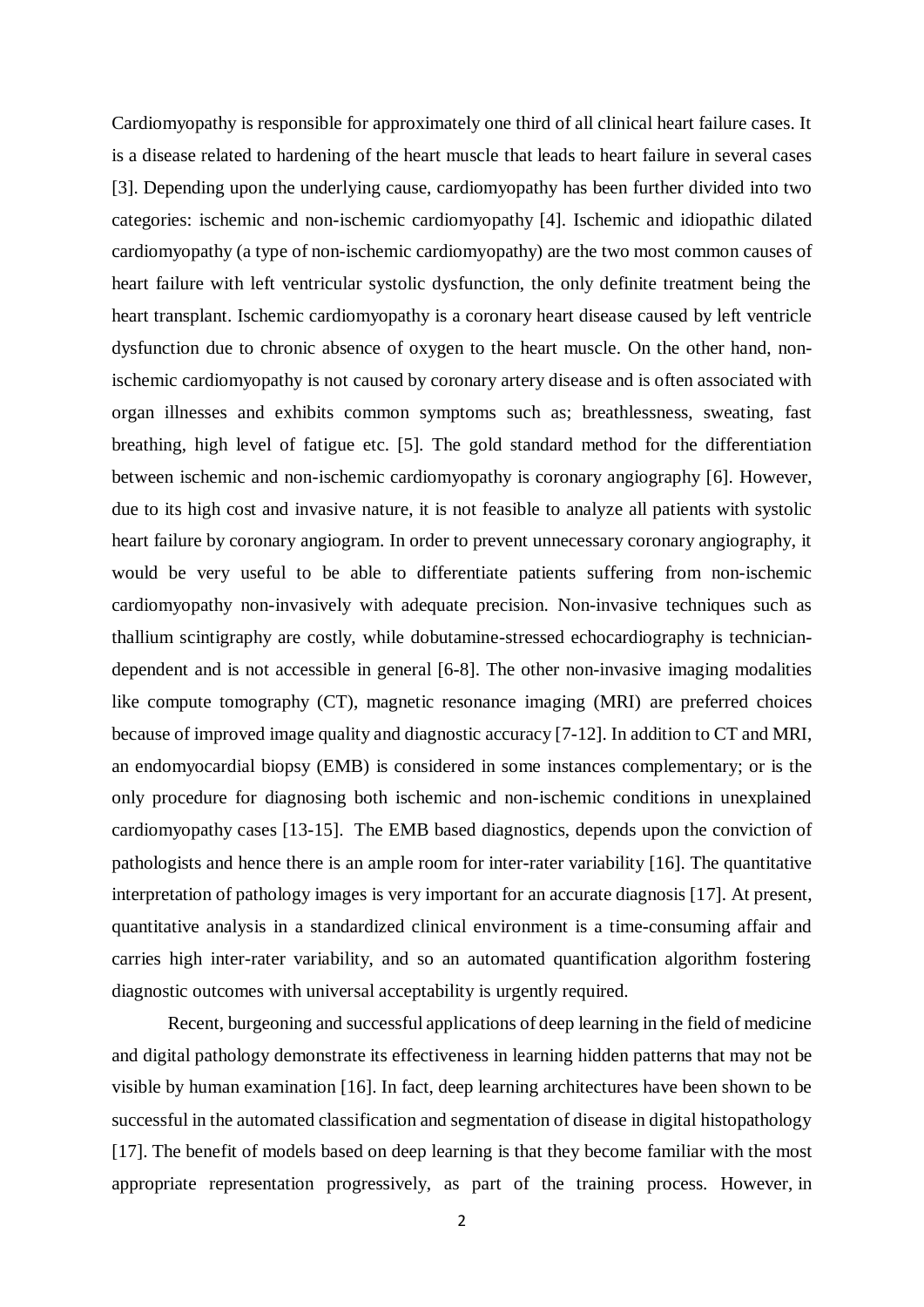Cardiomyopathy is responsible for approximately one third of all clinical heart failure cases. It is a disease related to hardening of the heart muscle that leads to heart failure in several cases [3]. Depending upon the underlying cause, cardiomyopathy has been further divided into two categories: ischemic and non-ischemic cardiomyopathy [4]. Ischemic and idiopathic dilated cardiomyopathy (a type of non-ischemic cardiomyopathy) are the two most common causes of heart failure with left ventricular systolic dysfunction, the only definite treatment being the heart transplant. Ischemic cardiomyopathy is a coronary heart disease caused by left ventricle dysfunction due to chronic absence of oxygen to the heart muscle. On the other hand, non-ischemic cardiomyopathy is not caused by coronary artery disease and is often associated with organ illnesses and exhibits common symptoms such as; breathlessness, sweating, fast breathing, high level of fatigue etc. [5]. The gold standard method for the differentiation between ischemic and non-ischemic cardiomyopathy is coronary angiography [6]. However, due to its high cost and invasive nature, it is not feasible to analyze all patients with systolic heart failure by coronary angiogram. In order to prevent unnecessary coronary angiography, it would be very useful to be able to differentiate patients suffering from non-ischemic cardiomyopathy non-invasively with adequate precision. Non-invasive techniques such as thallium scintigraphy are costly, while dobutamine-stressed echocardiography is technician-dependent and is not accessible in general [6-8]. The other non-invasive imaging modalities like compute tomography (CT), magnetic resonance imaging (MRI) are preferred choices because of improved image quality and diagnostic accuracy [7-12]. In addition to CT and MRI, an endomyocardial biopsy (EMB) is considered in some instances complementary; or is the only procedure for diagnosing both ischemic and non-ischemic conditions in unexplained cardiomyopathy cases [13-15]. The EMB based diagnostics, depends upon the conviction of pathologists and hence there is an ample room for inter-rater variability [16]. The quantitative interpretation of pathology images is very important for an accurate diagnosis [17]. At present, quantitative analysis in a standardized clinical environment is a time-consuming affair and carries high inter-rater variability, and so an automated quantification algorithm fostering diagnostic outcomes with universal acceptability is urgently required.

Recent, burgeoning and successful applications of deep learning in the field of medicine and digital pathology demonstrate its effectiveness in learning hidden patterns that may not be visible by human examination [16]. In fact, deep learning architectures have been shown to be successful in the automated classification and segmentation of disease in digital histopathology [17]. The benefit of models based on deep learning is that they become familiar with the most appropriate representation progressively, as part of the training process. However, in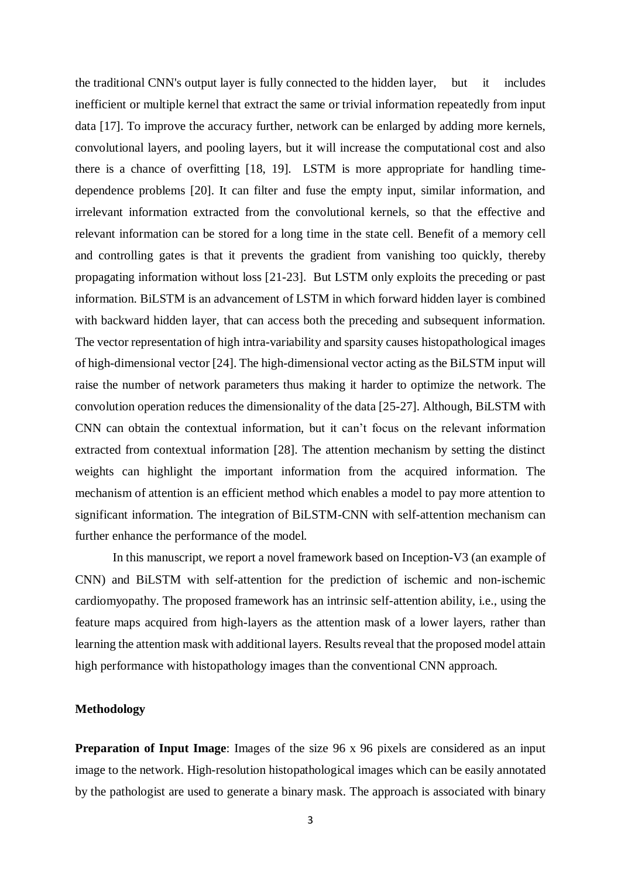the traditional CNN's output layer is fully connected to the hidden layer, but it includes inefficient or multiple kernel that extract the same or trivial information repeatedly from input data [17]. To improve the accuracy further, network can be enlarged by adding more kernels, convolutional layers, and pooling layers, but it will increase the computational cost and also there is a chance of overfitting [18, 19]. LSTM is more appropriate for handling time-dependence problems [20]. It can filter and fuse the empty input, similar information, and irrelevant information extracted from the convolutional kernels, so that the effective and relevant information can be stored for a long time in the state cell. Benefit of a memory cell and controlling gates is that it prevents the gradient from vanishing too quickly, thereby propagating information without loss [21-23]. But LSTM only exploits the preceding or past information. BiLSTM is an advancement of LSTM in which forward hidden layer is combined with backward hidden layer, that can access both the preceding and subsequent information. The vector representation of high intra-variability and sparsity causes histopathological images of high-dimensional vector [24]. The high-dimensional vector acting as the BiLSTM input will raise the number of network parameters thus making it harder to optimize the network. The convolution operation reduces the dimensionality of the data [25-27]. Although, BiLSTM with CNN can obtain the contextual information, but it can't focus on the relevant information extracted from contextual information [28]. The attention mechanism by setting the distinct weights can highlight the important information from the acquired information. The mechanism of attention is an efficient method which enables a model to pay more attention to significant information. The integration of BiLSTM-CNN with self-attention mechanism can further enhance the performance of the model.

In this manuscript, we report a novel framework based on Inception-V3 (an example of CNN) and BiLSTM with self-attention for the prediction of ischemic and non-ischemic cardiomyopathy. The proposed framework has an intrinsic self-attention ability, i.e., using the feature maps acquired from high-layers as the attention mask of a lower layers, rather than learning the attention mask with additional layers. Results reveal that the proposed model attain high performance with histopathology images than the conventional CNN approach.

## Methodology

**Preparation of Input Image**: Images of the size 96 x 96 pixels are considered as an input image to the network. High-resolution histopathological images which can be easily annotated by the pathologist are used to generate a binary mask. The approach is associated with binary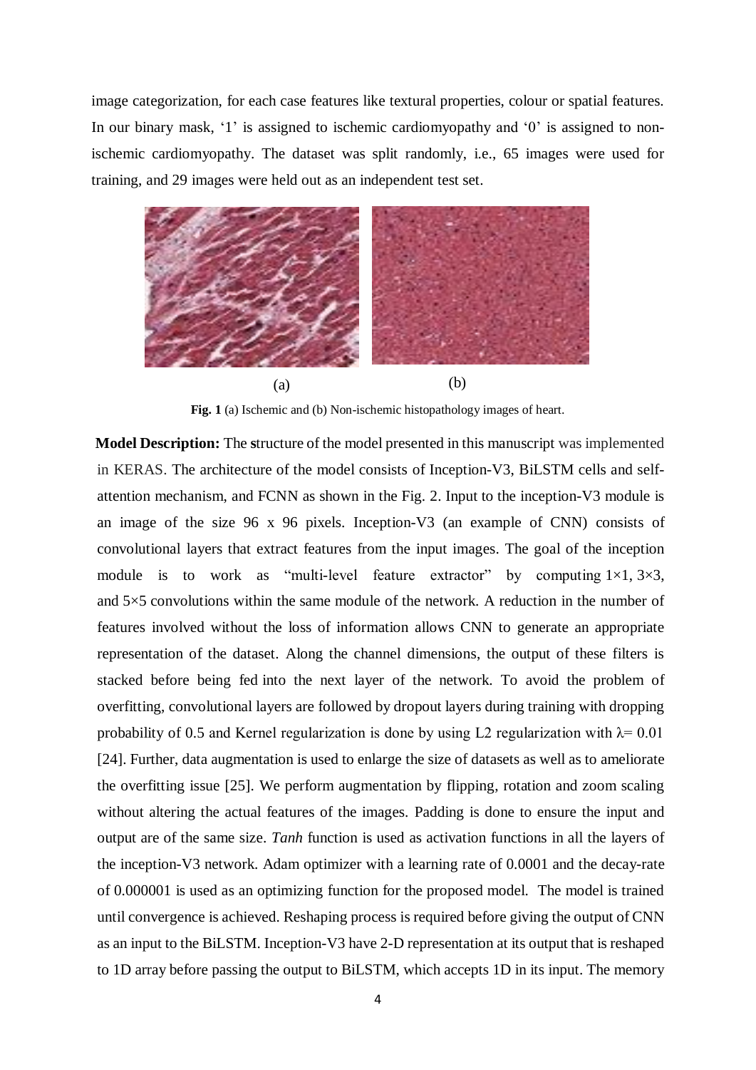image categorization, for each case features like textural properties, colour or spatial features. In our binary mask, '1' is assigned to ischemic cardiomyopathy and '0' is assigned to non-ischemic cardiomyopathy. The dataset was split randomly, i.e., 65 images were used for training, and 29 images were held out as an independent test set.

(a) (b)

**Fig. 1** (a) Ischemic and (b) Non-ischemic histopathology images of heart.

**Model Description:** The structure of the model presented in this manuscript was implemented in KERAS. The architecture of the model consists of Inception-V3, BiLSTM cells and self-attention mechanism, and FCNN as shown in the Fig. 2. Input to the inception-V3 module is an image of the size 96 x 96 pixels. Inception-V3 (an example of CNN) consists of convolutional layers that extract features from the input images. The goal of the inception module is to work as "multi-level feature extractor" by computing 1×1, 3×3, and 5×5 convolutions within the same module of the network. A reduction in the number of features involved without the loss of information allows CNN to generate an appropriate representation of the dataset. Along the channel dimensions, the output of these filters is stacked before being fed into the next layer of the network. To avoid the problem of overfitting, convolutional layers are followed by dropout layers during training with dropping probability of 0.5 and Kernel regularization is done by using L2 regularization with $\lambda = 0.01$ [24]. Further, data augmentation is used to enlarge the size of datasets as well as to ameliorate the overfitting issue [25]. We perform augmentation by flipping, rotation and zoom scaling without altering the actual features of the images. Padding is done to ensure the input and output are of the same size. *Tanh* function is used as activation functions in all the layers of the inception-V3 network. Adam optimizer with a learning rate of 0.0001 and the decay-rate of 0.000001 is used as an optimizing function for the proposed model. The model is trained until convergence is achieved. Reshaping process is required before giving the output of CNN as an input to the BiLSTM. Inception-V3 have 2-D representation at its output that is reshaped to 1D array before passing the output to BiLSTM, which accepts 1D in its input. The memory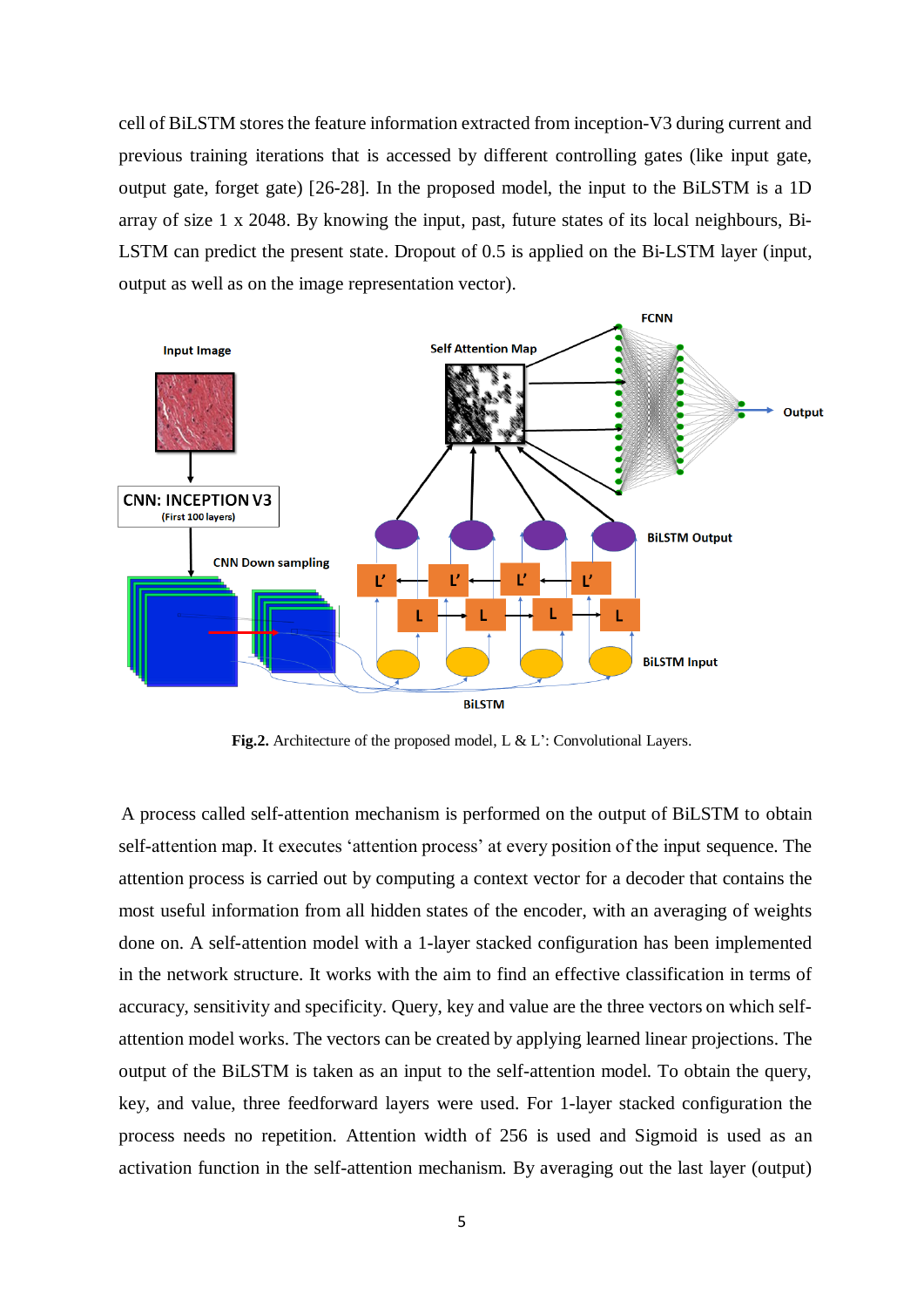cell of BiLSTM stores the feature information extracted from inception-V3 during current and previous training iterations that is accessed by different controlling gates (like input gate, output gate, forget gate) [26-28]. In the proposed model, the input to the BiLSTM is a 1D array of size 1 x 2048. By knowing the input, past, future states of its local neighbours, Bi-LSTM can predict the present state. Dropout of 0.5 is applied on the Bi-LSTM layer (input, output as well as on the image representation vector).

**Fig.2.** Architecture of the proposed model, L & L': Convolutional Layers.

A process called self-attention mechanism is performed on the output of BiLSTM to obtain self-attention map. It executes 'attention process' at every position of the input sequence. The attention process is carried out by computing a context vector for a decoder that contains the most useful information from all hidden states of the encoder, with an averaging of weights done on. A self-attention model with a 1-layer stacked configuration has been implemented in the network structure. It works with the aim to find an effective classification in terms of accuracy, sensitivity and specificity. Query, key and value are the three vectors on which self-attention model works. The vectors can be created by applying learned linear projections. The output of the BiLSTM is taken as an input to the self-attention model. To obtain the query, key, and value, three feedforward layers were used. For 1-layer stacked configuration the process needs no repetition. Attention width of 256 is used and Sigmoid is used as an activation function in the self-attention mechanism. By averaging out the last layer (output)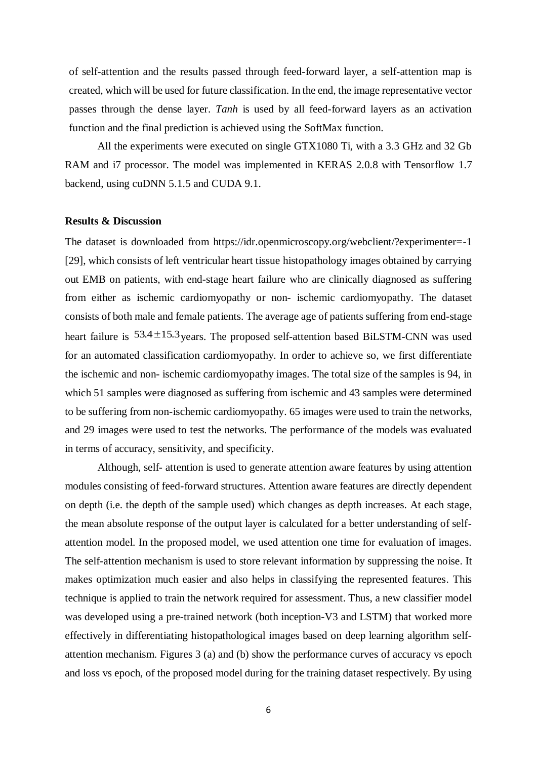of self-attention and the results passed through feed-forward layer, a self-attention map is created, which will be used for future classification. In the end, the image representative vector passes through the dense layer. *Tanh* is used by all feed-forward layers as an activation function and the final prediction is achieved using the SoftMax function.

All the experiments were executed on single GTX1080 Ti, with a 3.3 GHz and 32 Gb RAM and i7 processor. The model was implemented in KERAS 2.0.8 with Tensorflow 1.7 backend, using cuDNN 5.1.5 and CUDA 9.1.

**Results & Discussion**

The dataset is downloaded from https://idr.openmicroscopy.org/webclient/?experimenter=-1 [29], which consists of left ventricular heart tissue histopathology images obtained by carrying out EMB on patients, with end-stage heart failure who are clinically diagnosed as suffering from either as ischemic cardiomyopathy or non- ischemic cardiomyopathy. The dataset consists of both male and female patients. The average age of patients suffering from end-stage heart failure is $53.4 \pm 15.3$ years. The proposed self-attention based BiLSTM-CNN was used for an automated classification cardiomyopathy. In order to achieve so, we first differentiate the ischemic and non- ischemic cardiomyopathy images. The total size of the samples is 94, in which 51 samples were diagnosed as suffering from ischemic and 43 samples were determined to be suffering from non-ischemic cardiomyopathy. 65 images were used to train the networks, and 29 images were used to test the networks. The performance of the models was evaluated in terms of accuracy, sensitivity, and specificity.

Although, self- attention is used to generate attention aware features by using attention modules consisting of feed-forward structures. Attention aware features are directly dependent on depth (i.e. the depth of the sample used) which changes as depth increases. At each stage, the mean absolute response of the output layer is calculated for a better understanding of self-attention model. In the proposed model, we used attention one time for evaluation of images. The self-attention mechanism is used to store relevant information by suppressing the noise. It makes optimization much easier and also helps in classifying the represented features. This technique is applied to train the network required for assessment. Thus, a new classifier model was developed using a pre-trained network (both inception-V3 and LSTM) that worked more effectively in differentiating histopathological images based on deep learning algorithm self-attention mechanism. Figures 3 (a) and (b) show the performance curves of accuracy vs epoch and loss vs epoch, of the proposed model during for the training dataset respectively. By using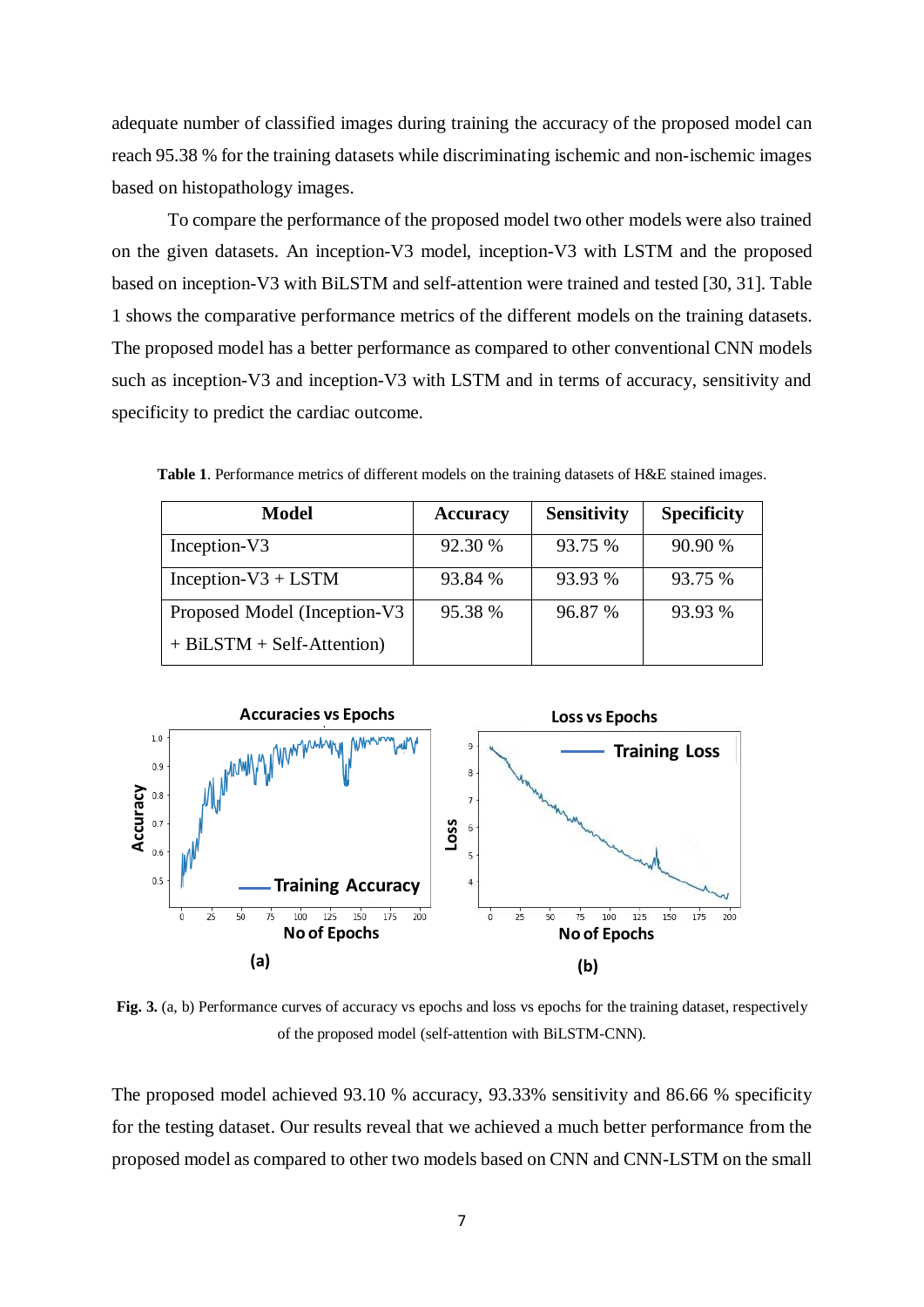adequate number of classified images during training the accuracy of the proposed model can reach 95.38 % for the training datasets while discriminating ischemic and non-ischemic images based on histopathology images.

To compare the performance of the proposed model two other models were also trained on the given datasets. An inception-V3 model, inception-V3 with LSTM and the proposed based on inception-V3 with BiLSTM and self-attention were trained and tested [30, 31]. Table 1 shows the comparative performance metrics of the different models on the training datasets. The proposed model has a better performance as compared to other conventional CNN models such as inception-V3 and inception-V3 with LSTM and in terms of accuracy, sensitivity and specificity to predict the cardiac outcome.

**Table 1**. Performance metrics of different models on the training datasets of H&E stained images.

| Model | Accuracy | Sensitivity | Specificity |
|---|---|---|---|
| Inception-V3 | 92.30 % | 93.75 % | 90.90 % |
| Inception-V3 + LSTM | 93.84 % | 93.93 % | 93.75 % |
| Proposed Model (Inception-V3 + BiLSTM + Self-Attention) | 95.38 % | 96.87 % | 93.93 % |

**Fig. 3.** (a, b) Performance curves of accuracy vs epochs and loss vs epochs for the training dataset, respectively of the proposed model (self-attention with BiLSTM-CNN).

The proposed model achieved 93.10 % accuracy, 93.33% sensitivity and 86.66 % specificity for the testing dataset. Our results reveal that we achieved a much better performance from the proposed model as compared to other two models based on CNN and CNN-LSTM on the small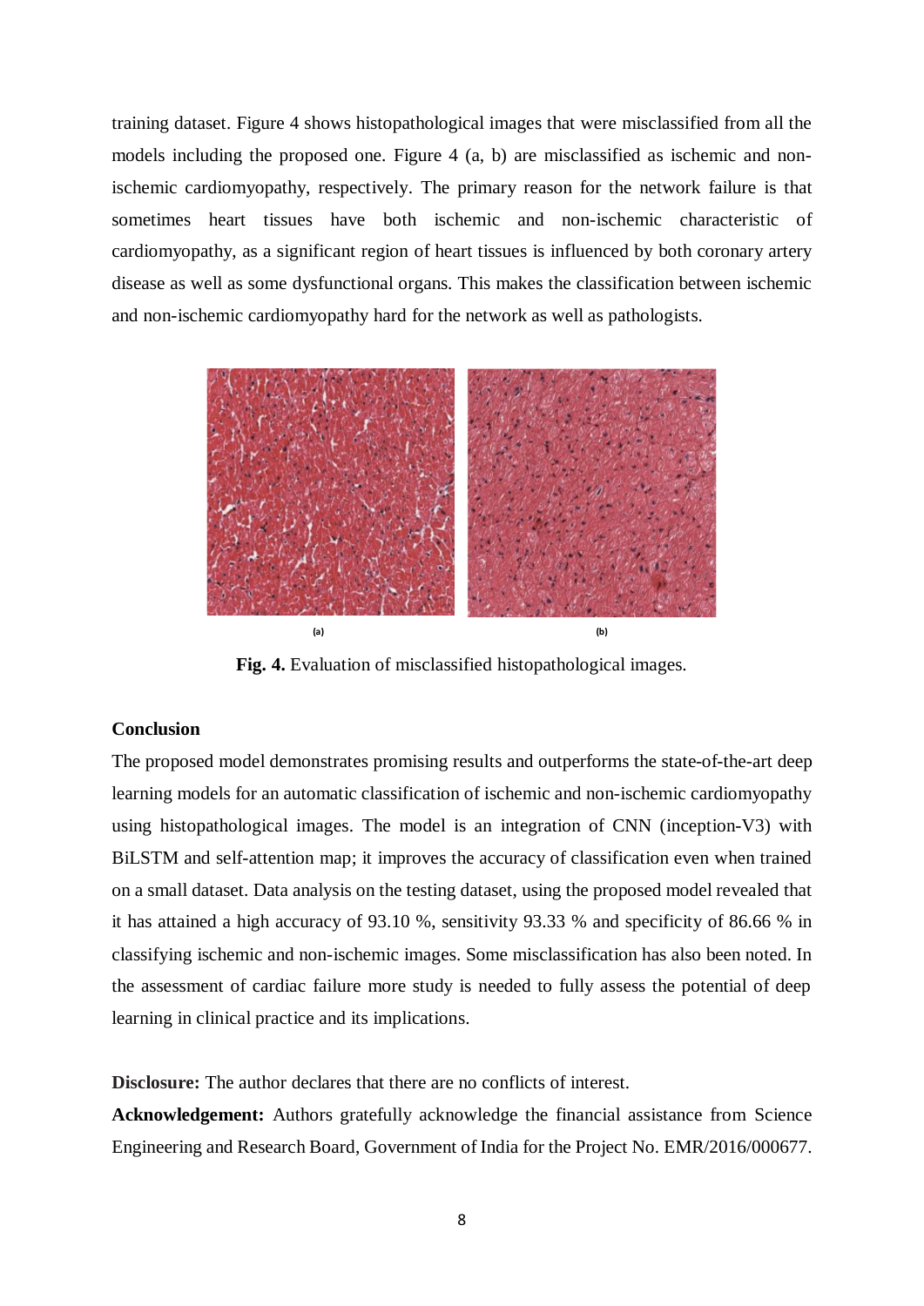training dataset. Figure 4 shows histopathological images that were misclassified from all the models including the proposed one. Figure 4 (a, b) are misclassified as ischemic and non-ischemic cardiomyopathy, respectively. The primary reason for the network failure is that sometimes heart tissues have both ischemic and non-ischemic characteristic of cardiomyopathy, as a significant region of heart tissues is influenced by both coronary artery disease as well as some dysfunctional organs. This makes the classification between ischemic and non-ischemic cardiomyopathy hard for the network as well as pathologists.

(a) (b)

**Fig. 4.** Evaluation of misclassified histopathological images.

## Conclusion

The proposed model demonstrates promising results and outperforms the state-of-the-art deep learning models for an automatic classification of ischemic and non-ischemic cardiomyopathy using histopathological images. The model is an integration of CNN (inception-V3) with BiLSTM and self-attention map; it improves the accuracy of classification even when trained on a small dataset. Data analysis on the testing dataset, using the proposed model revealed that it has attained a high accuracy of 93.10 %, sensitivity 93.33 % and specificity of 86.66 % in classifying ischemic and non-ischemic images. Some misclassification has also been noted. In the assessment of cardiac failure more study is needed to fully assess the potential of deep learning in clinical practice and its implications.

**Disclosure:** The author declares that there are no conflicts of interest.

**Acknowledgement:** Authors gratefully acknowledge the financial assistance from Science Engineering and Research Board, Government of India for the Project No. EMR/2016/000677.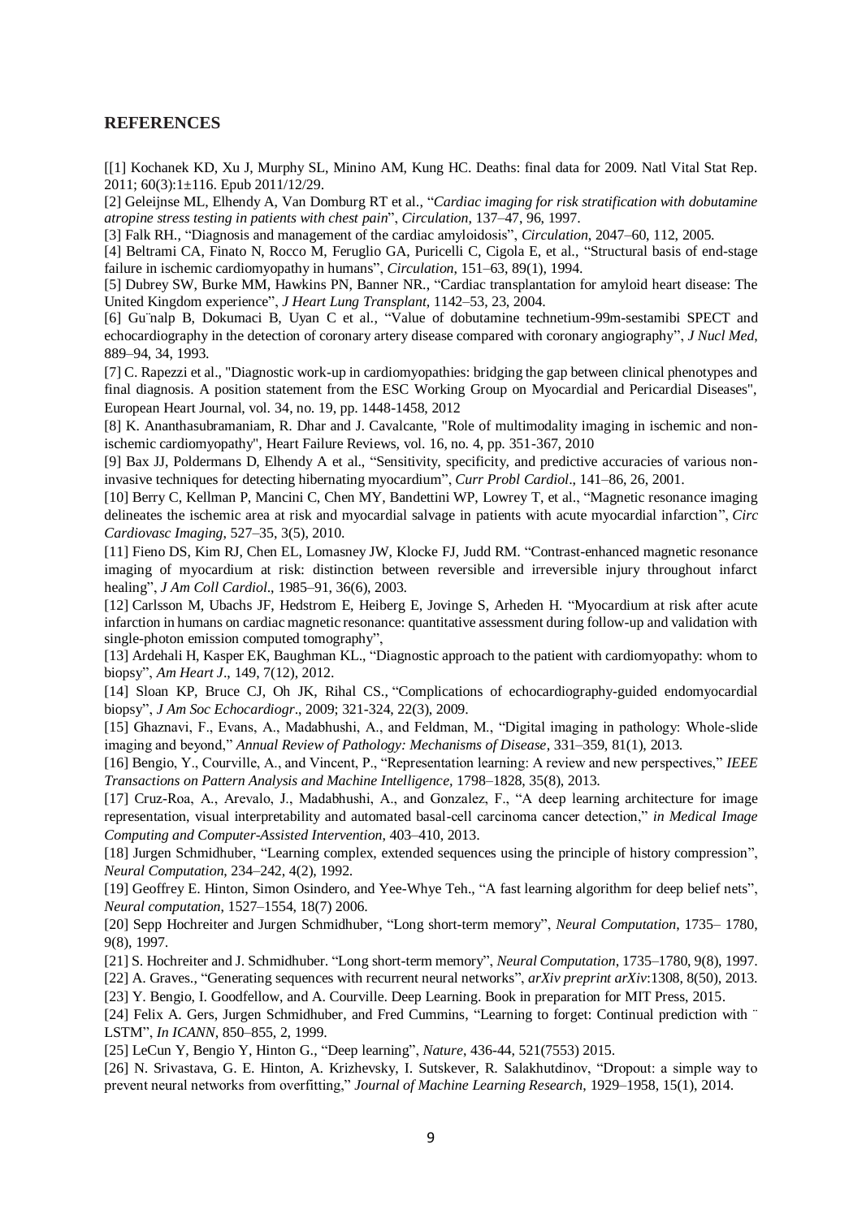## REFERENCES

[[1] Kochanek KD, Xu J, Murphy SL, Minino AM, Kung HC. Deaths: final data for 2009. Natl Vital Stat Rep. 2011; 60(3):1±116. Epub 2011/12/29.

[2] Geleijnse ML, Elhendy A, Van Domburg RT et al., "*Cardiac imaging for risk stratification with dobutamine atropine stress testing in patients with chest pain*", *Circulation*, 137–47, 96, 1997.

[3] Falk RH., "Diagnosis and management of the cardiac amyloidosis", *Circulation*, 2047–60, 112, 2005.

[4] Beltrami CA, Finato N, Rocco M, Feruglio GA, Puricelli C, Cigola E, et al., "Structural basis of end-stage failure in ischemic cardiomyopathy in humans", *Circulation*, 151–63, 89(1), 1994.

[5] Dubrey SW, Burke MM, Hawkins PN, Banner NR., "Cardiac transplantation for amyloid heart disease: The United Kingdom experience", *J Heart Lung Transplant*, 1142–53, 23, 2004.

[6] Gu¨nalp B, Dokumaci B, Uyan C et al., "Value of dobutamine technetium-99m-sestamibi SPECT and echocardiography in the detection of coronary artery disease compared with coronary angiography", *J Nucl Med*, 889–94, 34, 1993.

[7] C. Rapezzi et al., "Diagnostic work-up in cardiomyopathies: bridging the gap between clinical phenotypes and final diagnosis. A position statement from the ESC Working Group on Myocardial and Pericardial Diseases", European Heart Journal, vol. 34, no. 19, pp. 1448-1458, 2012

[8] K. Ananthasubramaniam, R. Dhar and J. Cavalcante, "Role of multimodality imaging in ischemic and non-ischemic cardiomyopathy", Heart Failure Reviews, vol. 16, no. 4, pp. 351-367, 2010

[9] Bax JJ, Poldermans D, Elhendy A et al., "Sensitivity, specificity, and predictive accuracies of various non-invasive techniques for detecting hibernating myocardium", *Curr Probl Cardiol*., 141–86, 26, 2001.

[10] Berry C, Kellman P, Mancini C, Chen MY, Bandettini WP, Lowrey T, et al., "Magnetic resonance imaging delineates the ischemic area at risk and myocardial salvage in patients with acute myocardial infarction", *Circ Cardiovasc Imaging*, 527–35, 3(5), 2010.

[11] Fieno DS, Kim RJ, Chen EL, Lomasney JW, Klocke FJ, Judd RM. "Contrast-enhanced magnetic resonance imaging of myocardium at risk: distinction between reversible and irreversible injury throughout infarct healing", *J Am Coll Cardiol*., 1985–91, 36(6), 2003.

[12] Carlsson M, Ubachs JF, Hedstrom E, Heiberg E, Jovinge S, Arheden H. "Myocardium at risk after acute infarction in humans on cardiac magnetic resonance: quantitative assessment during follow-up and validation with single-photon emission computed tomography",

[13] Ardehali H, Kasper EK, Baughman KL., "Diagnostic approach to the patient with cardiomyopathy: whom to biopsy", *Am Heart J*., 149, 7(12), 2012.

[14] Sloan KP, Bruce CJ, Oh JK, Rihal CS., "Complications of echocardiography-guided endomyocardial biopsy", *J Am Soc Echocardiogr*., 2009; 321-324, 22(3), 2009.

[15] Ghaznavi, F., Evans, A., Madabhushi, A., and Feldman, M., "Digital imaging in pathology: Whole-slide imaging and beyond," *Annual Review of Pathology: Mechanisms of Disease*, 331–359, 81(1), 2013.

[16] Bengio, Y., Courville, A., and Vincent, P., "Representation learning: A review and new perspectives," *IEEE Transactions on Pattern Analysis and Machine Intelligence*, 1798–1828, 35(8), 2013.

[17] Cruz-Roa, A., Arevalo, J., Madabhushi, A., and Gonzalez, F., "A deep learning architecture for image representation, visual interpretability and automated basal-cell carcinoma cancer detection," *in Medical Image Computing and Computer-Assisted Intervention*, 403–410, 2013.

[18] Jurgen Schmidhuber, "Learning complex, extended sequences using the principle of history compression", *Neural Computation*, 234–242, 4(2), 1992.

[19] Geoffrey E. Hinton, Simon Osindero, and Yee-Whye Teh., "A fast learning algorithm for deep belief nets", *Neural computation*, 1527–1554, 18(7) 2006.

[20] Sepp Hochreiter and Jurgen Schmidhuber, "Long short-term memory", *Neural Computation*, 1735– 1780, 9(8), 1997.

[21] S. Hochreiter and J. Schmidhuber. "Long short-term memory", *Neural Computation*, 1735–1780, 9(8), 1997.

[22] A. Graves., "Generating sequences with recurrent neural networks", *arXiv preprint arXiv*:1308, 8(50), 2013.

[23] Y. Bengio, I. Goodfellow, and A. Courville. Deep Learning. Book in preparation for MIT Press, 2015.

[24] Felix A. Gers, Jurgen Schmidhuber, and Fred Cummins, "Learning to forget: Continual prediction with ¨ LSTM", *In ICANN*, 850–855, 2, 1999.

[25] LeCun Y, Bengio Y, Hinton G., "Deep learning", *Nature*, 436-44, 521(7553) 2015.

[26] N. Srivastava, G. E. Hinton, A. Krizhevsky, I. Sutskever, R. Salakhutdinov, "Dropout: a simple way to prevent neural networks from overfitting," *Journal of Machine Learning Research*, 1929–1958, 15(1), 2014.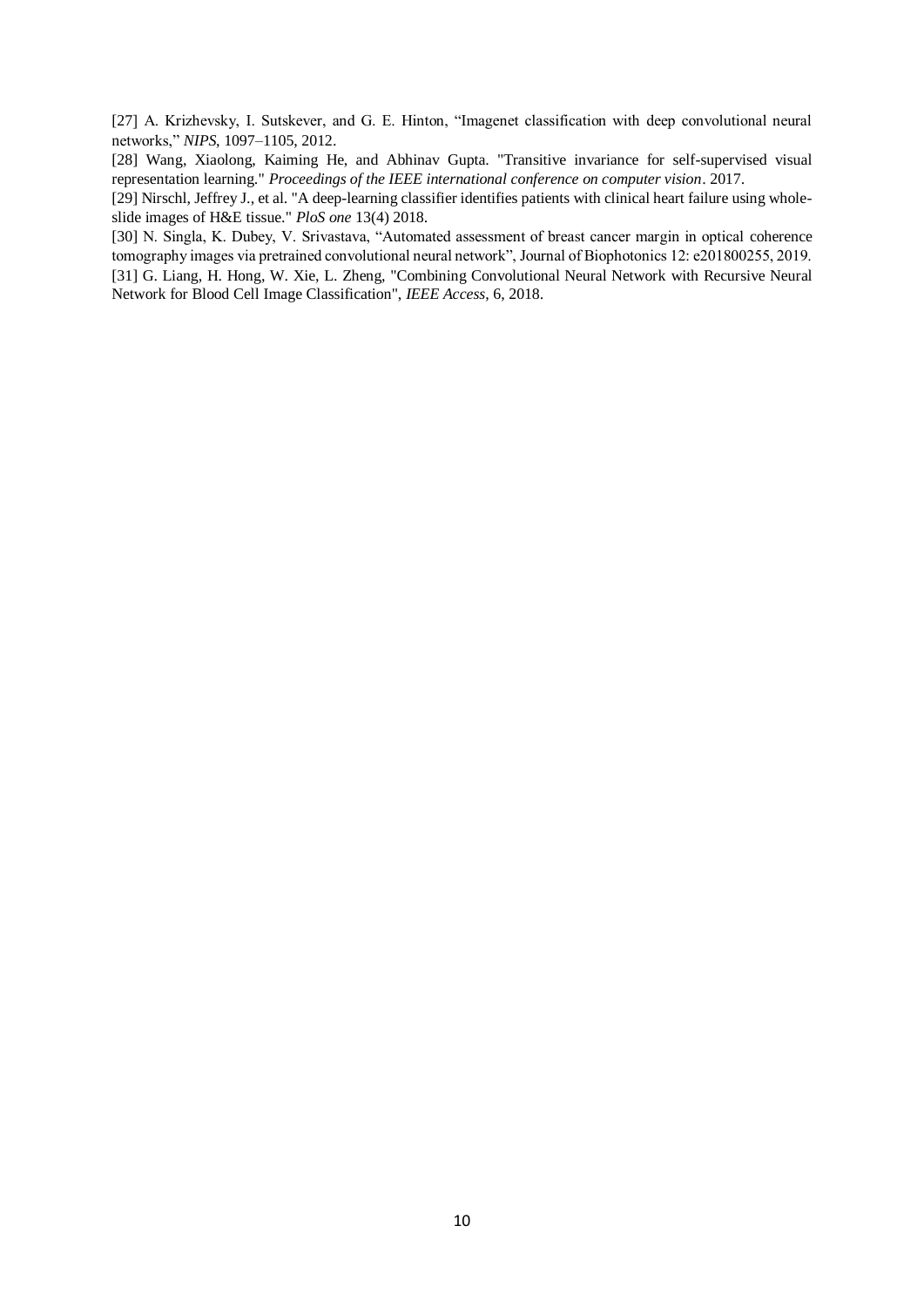[27] A. Krizhevsky, I. Sutskever, and G. E. Hinton, "Imagenet classification with deep convolutional neural networks," *NIPS*, 1097–1105, 2012.

[28] Wang, Xiaolong, Kaiming He, and Abhinav Gupta. "Transitive invariance for self-supervised visual representation learning." *Proceedings of the IEEE international conference on computer vision*. 2017.

[29] Nirschl, Jeffrey J., et al. "A deep-learning classifier identifies patients with clinical heart failure using whole-slide images of H&E tissue." *PloS one* 13(4) 2018.

[30] N. Singla, K. Dubey, V. Srivastava, "Automated assessment of breast cancer margin in optical coherence tomography images via pretrained convolutional neural network", Journal of Biophotonics 12: e201800255, 2019.

[31] G. Liang, H. Hong, W. Xie, L. Zheng, "Combining Convolutional Neural Network with Recursive Neural Network for Blood Cell Image Classification", *IEEE Access,* 6, 2018.